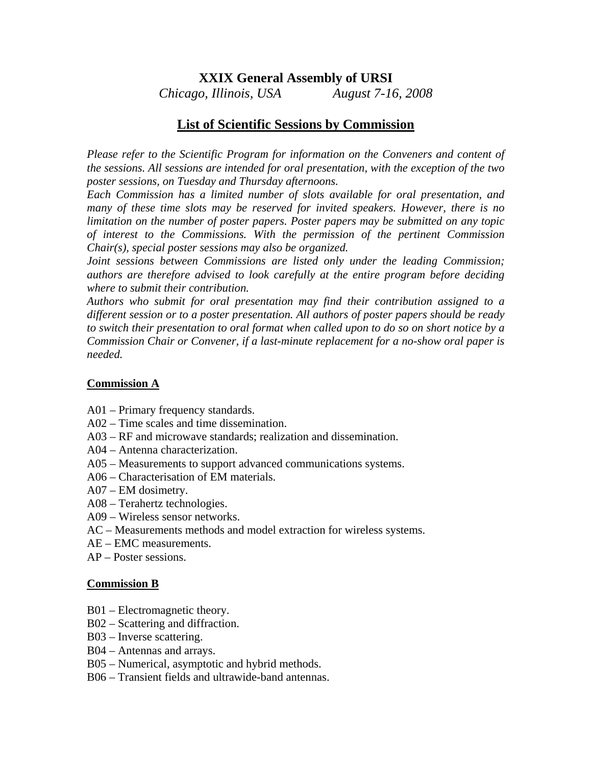# XXIX General Assembly of URSI

*Chicago, Illinois, USA August 7-16, 2008*

## List of Scientific Sessions by Commission

*Please refer to the Scientific Program for information on the Conveners and content of the sessions. All sessions are intended for oral presentation, with the exception of the two poster sessions, on Tuesday and Thursday afternoons.*

*Each Commission has a limited number of slots available for oral presentation, and many of these time slots may be reserved for invited speakers. However, there is no limitation on the number of poster papers. Poster papers may be submitted on any topic of interest to the Commissions. With the permission of the pertinent Commission Chair(s), special poster sessions may also be organized.*

*Joint sessions between Commissions are listed only under the leading Commission; authors are therefore advised to look carefully at the entire program before deciding where to submit their contribution.*

*Authors who submit for oral presentation may find their contribution assigned to a different session or to a poster presentation. All authors of poster papers should be ready to switch their presentation to oral format when called upon to do so on short notice by a Commission Chair or Convener, if a last-minute replacement for a no-show oral paper is needed.*

### Commission A

A01 – Primary frequency standards.
A02 – Time scales and time dissemination.
A03 – RF and microwave standards; realization and dissemination.
A04 – Antenna characterization.
A05 – Measurements to support advanced communications systems.
A06 – Characterisation of EM materials.
A07 – EM dosimetry.
A08 – Terahertz technologies.
A09 – Wireless sensor networks.
AC – Measurements methods and model extraction for wireless systems.
AE – EMC measurements.
AP – Poster sessions.

### Commission B

B01 – Electromagnetic theory.
B02 – Scattering and diffraction.
B03 – Inverse scattering.
B04 – Antennas and arrays.
B05 – Numerical, asymptotic and hybrid methods.
B06 – Transient fields and ultrawide-band antennas.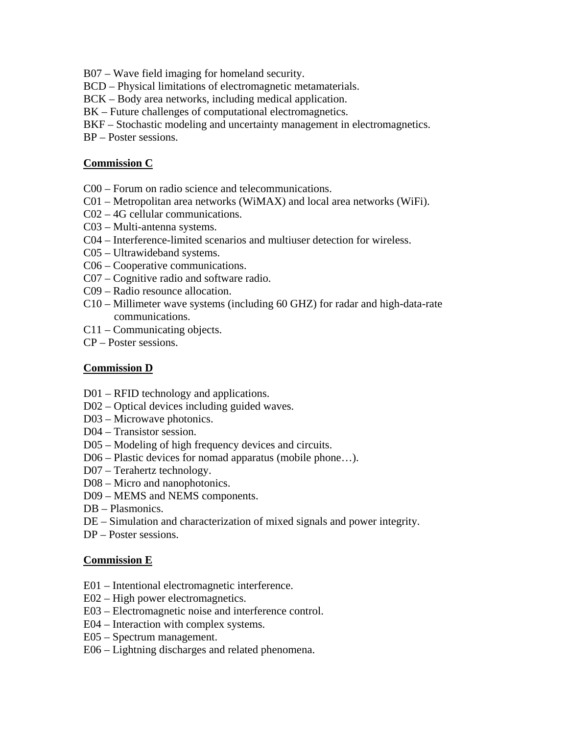B07 – Wave field imaging for homeland security.
BCD – Physical limitations of electromagnetic metamaterials.
BCK – Body area networks, including medical application.
BK – Future challenges of computational electromagnetics.
BKF – Stochastic modeling and uncertainty management in electromagnetics.
BP – Poster sessions.

**Commission C**

C00 – Forum on radio science and telecommunications.
C01 – Metropolitan area networks (WiMAX) and local area networks (WiFi).
C02 – 4G cellular communications.
C03 – Multi-antenna systems.
C04 – Interference-limited scenarios and multiuser detection for wireless.
C05 – Ultrawideband systems.
C06 – Cooperative communications.
C07 – Cognitive radio and software radio.
C09 – Radio resource allocation.
C10 – Millimeter wave systems (including 60 GHZ) for radar and high-data-rate communications.
C11 – Communicating objects.
CP – Poster sessions.

**Commission D**

D01 – RFID technology and applications.
D02 – Optical devices including guided waves.
D03 – Microwave photonics.
D04 – Transistor session.
D05 – Modeling of high frequency devices and circuits.
D06 – Plastic devices for nomad apparatus (mobile phone…).
D07 – Terahertz technology.
D08 – Micro and nanophotonics.
D09 – MEMS and NEMS components.
DB – Plasmonics.
DE – Simulation and characterization of mixed signals and power integrity.
DP – Poster sessions.

**Commission E**

E01 – Intentional electromagnetic interference.
E02 – High power electromagnetics.
E03 – Electromagnetic noise and interference control.
E04 – Interaction with complex systems.
E05 – Spectrum management.
E06 – Lightning discharges and related phenomena.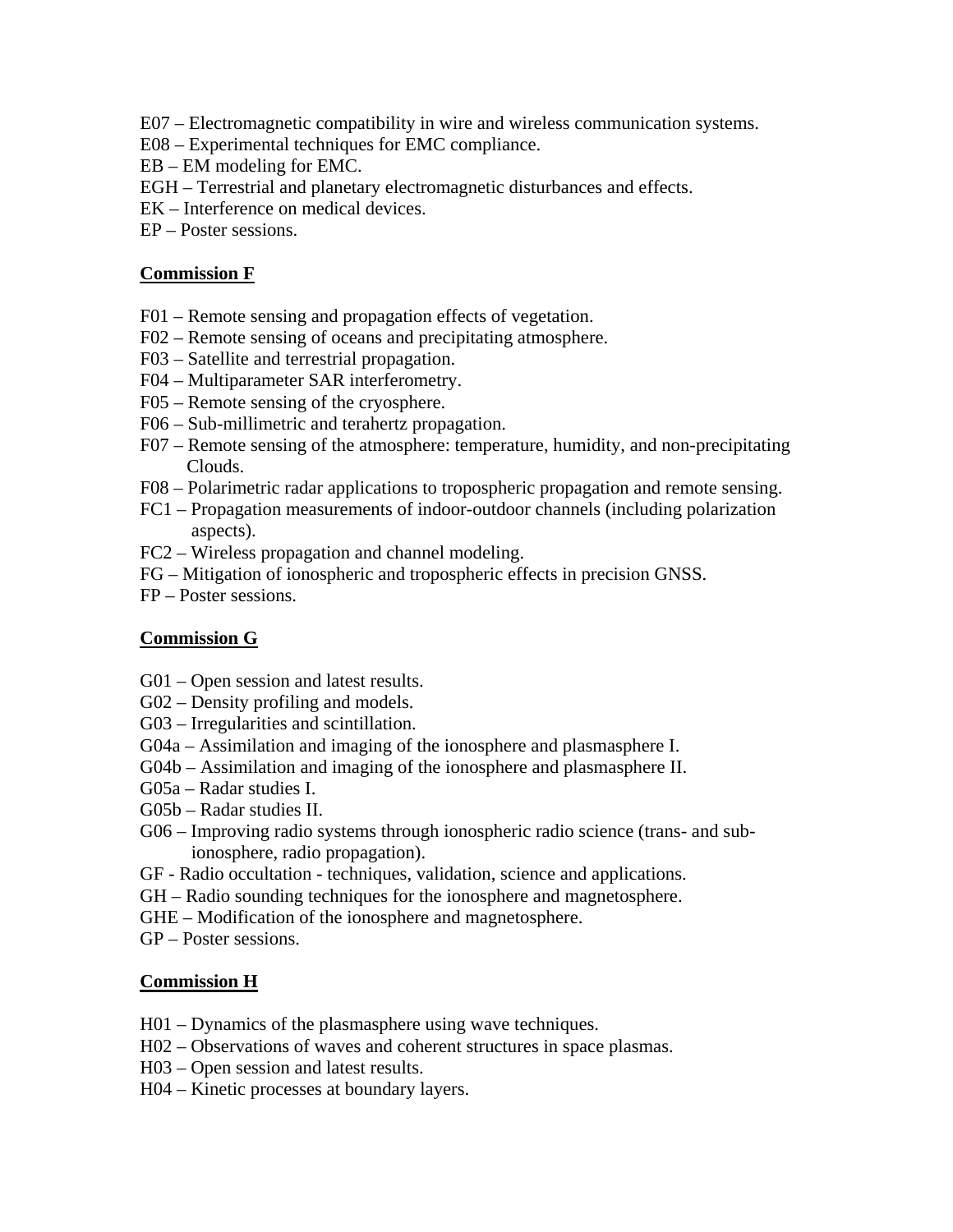E07 – Electromagnetic compatibility in wire and wireless communication systems.
E08 – Experimental techniques for EMC compliance.
EB – EM modeling for EMC.
EGH – Terrestrial and planetary electromagnetic disturbances and effects.
EK – Interference on medical devices.
EP – Poster sessions.

**Commission F**

F01 – Remote sensing and propagation effects of vegetation.
F02 – Remote sensing of oceans and precipitating atmosphere.
F03 – Satellite and terrestrial propagation.
F04 – Multiparameter SAR interferometry.
F05 – Remote sensing of the cryosphere.
F06 – Sub-millimetric and terahertz propagation.
F07 – Remote sensing of the atmosphere: temperature, humidity, and non-precipitating Clouds.
F08 – Polarimetric radar applications to tropospheric propagation and remote sensing.
FC1 – Propagation measurements of indoor-outdoor channels (including polarization aspects).
FC2 – Wireless propagation and channel modeling.
FG – Mitigation of ionospheric and tropospheric effects in precision GNSS.
FP – Poster sessions.

**Commission G**

G01 – Open session and latest results.
G02 – Density profiling and models.
G03 – Irregularities and scintillation.
G04a – Assimilation and imaging of the ionosphere and plasmasphere I.
G04b – Assimilation and imaging of the ionosphere and plasmasphere II.
G05a – Radar studies I.
G05b – Radar studies II.
G06 – Improving radio systems through ionospheric radio science (trans- and sub-ionosphere, radio propagation).
GF - Radio occultation - techniques, validation, science and applications.
GH – Radio sounding techniques for the ionosphere and magnetosphere.
GHE – Modification of the ionosphere and magnetosphere.
GP – Poster sessions.

**Commission H**

H01 – Dynamics of the plasmasphere using wave techniques.
H02 – Observations of waves and coherent structures in space plasmas.
H03 – Open session and latest results.
H04 – Kinetic processes at boundary layers.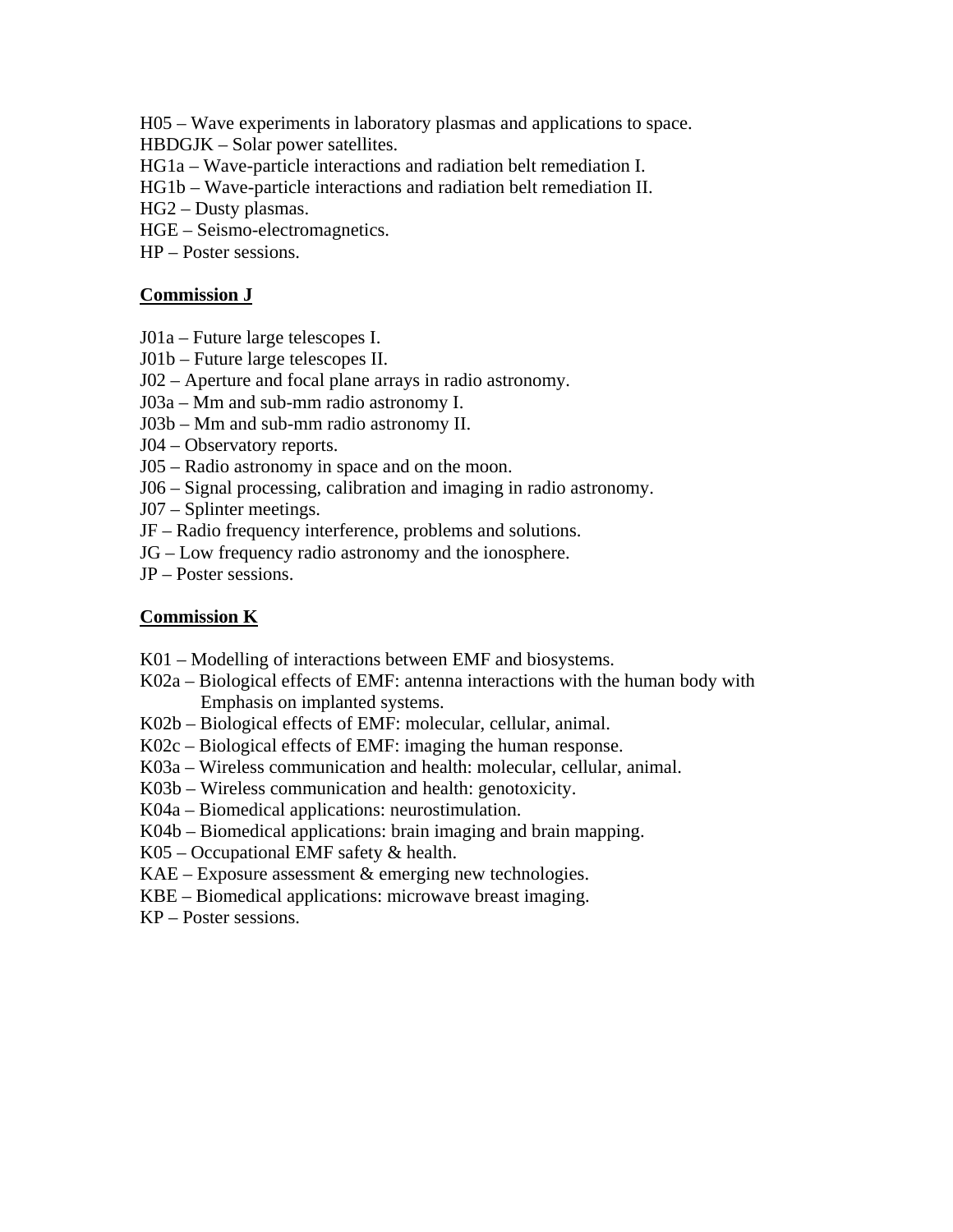H05 – Wave experiments in laboratory plasmas and applications to space.
HBDGJK – Solar power satellites.
HG1a – Wave-particle interactions and radiation belt remediation I.
HG1b – Wave-particle interactions and radiation belt remediation II.
HG2 – Dusty plasmas.
HGE – Seismo-electromagnetics.
HP – Poster sessions.

**Commission J**

J01a – Future large telescopes I.
J01b – Future large telescopes II.
J02 – Aperture and focal plane arrays in radio astronomy.
J03a – Mm and sub-mm radio astronomy I.
J03b – Mm and sub-mm radio astronomy II.
J04 – Observatory reports.
J05 – Radio astronomy in space and on the moon.
J06 – Signal processing, calibration and imaging in radio astronomy.
J07 – Splinter meetings.
JF – Radio frequency interference, problems and solutions.
JG – Low frequency radio astronomy and the ionosphere.
JP – Poster sessions.

**Commission K**

K01 – Modelling of interactions between EMF and biosystems.
K02a – Biological effects of EMF: antenna interactions with the human body with Emphasis on implanted systems.
K02b – Biological effects of EMF: molecular, cellular, animal.
K02c – Biological effects of EMF: imaging the human response.
K03a – Wireless communication and health: molecular, cellular, animal.
K03b – Wireless communication and health: genotoxicity.
K04a – Biomedical applications: neurostimulation.
K04b – Biomedical applications: brain imaging and brain mapping.
K05 – Occupational EMF safety & health.
KAE – Exposure assessment & emerging new technologies.
KBE – Biomedical applications: microwave breast imaging.
KP – Poster sessions.